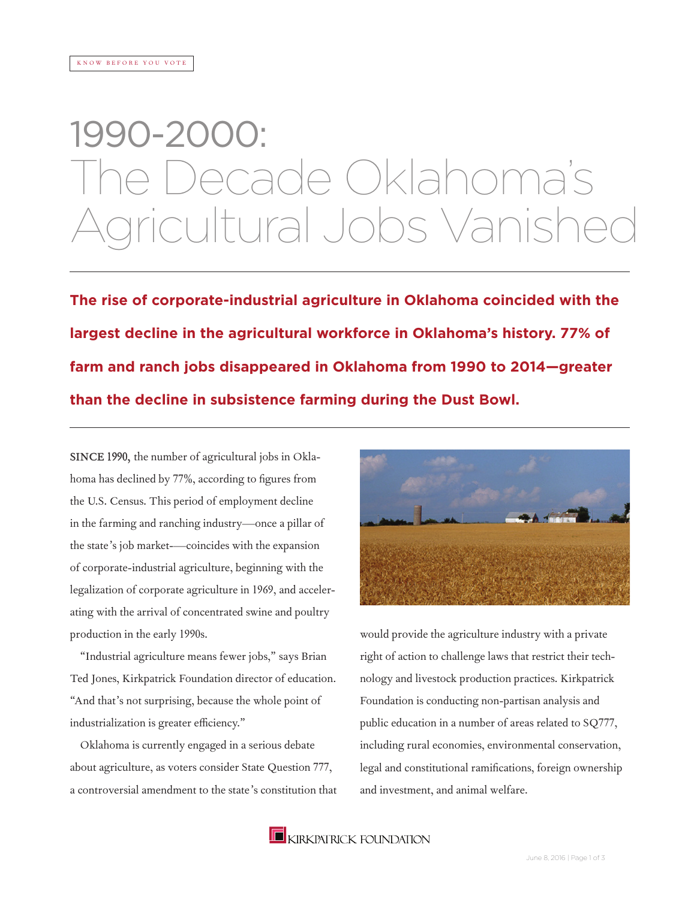KNOW BEFORE YOU VOTE

# 1990-2000: The Decade Oklahoma's Agricultural Jobs Vanished

**The rise of corporate-industrial agriculture in Oklahoma coincided with the largest decline in the agricultural workforce in Oklahoma's history. 77% of farm and ranch jobs disappeared in Oklahoma from 1990 to 2014—greater than the decline in subsistence farming during the Dust Bowl.**

**SINCE 1990,** the number of agricultural jobs in Oklahoma has declined by 77%, according to figures from the U.S. Census. This period of employment decline in the farming and ranching industry—once a pillar of the state's job market—coincides with the expansion of corporate-industrial agriculture, beginning with the legalization of corporate agriculture in 1969, and accelerating with the arrival of concentrated swine and poultry production in the early 1990s.

"Industrial agriculture means fewer jobs," says Brian Ted Jones, Kirkpatrick Foundation director of education. "And that's not surprising, because the whole point of industrialization is greater efficiency."

Oklahoma is currently engaged in a serious debate about agriculture, as voters consider State Question 777, a controversial amendment to the state's constitution that would provide the agriculture industry with a private right of action to challenge laws that restrict their technology and livestock production practices. Kirkpatrick Foundation is conducting non-partisan analysis and public education in a number of areas related to SQ777, including rural economies, environmental conservation, legal and constitutional ramifications, foreign ownership and investment, and animal welfare.

KIRKPATRICK FOUNDATION

June 8, 2016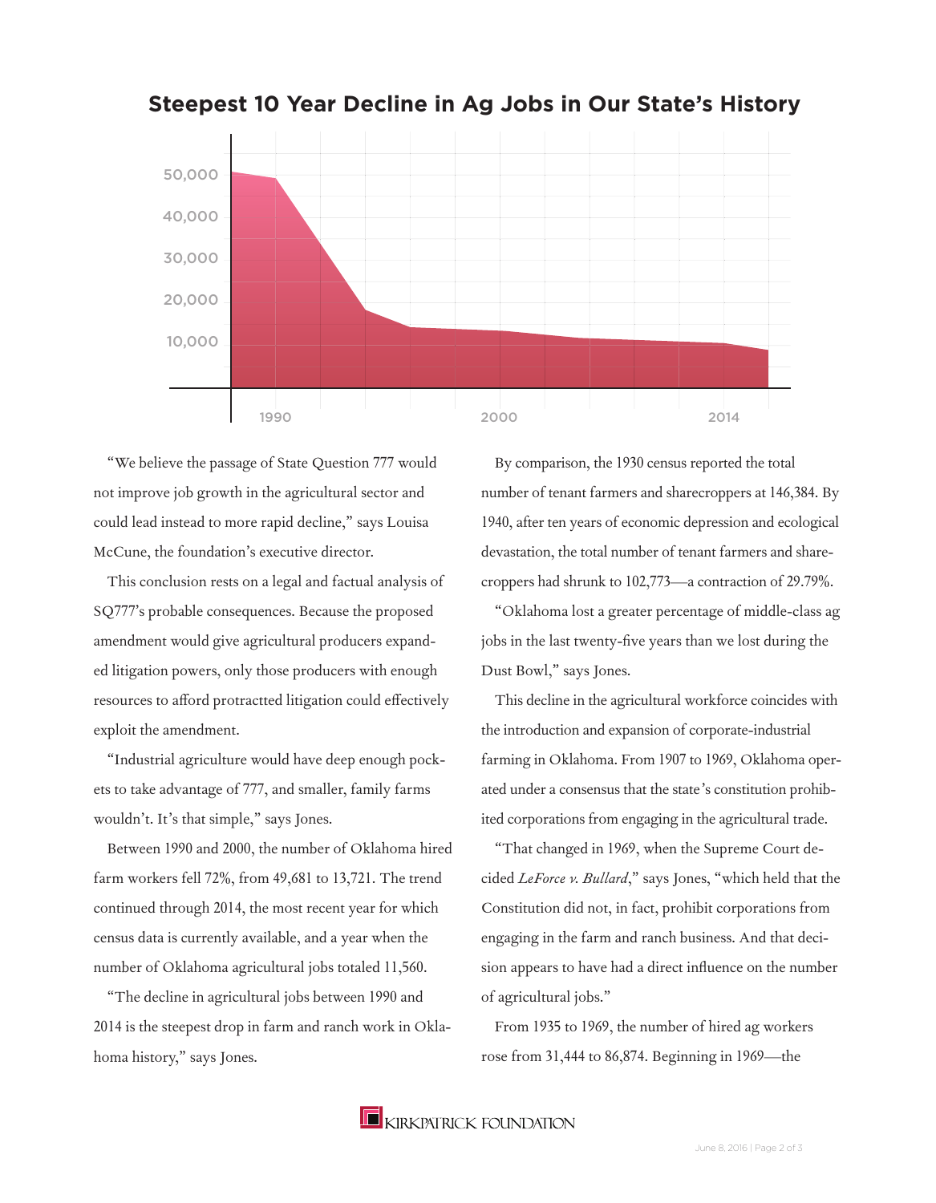## Steepest 10 Year Decline in Ag Jobs in Our State's History

"We believe the passage of State Question 777 would not improve job growth in the agricultural sector and could lead instead to more rapid decline," says Louisa McCune, the foundation's executive director.

This conclusion rests on a legal and factual analysis of SQ777's probable consequences. Because the proposed amendment would give agricultural producers expanded litigation powers, only those producers with enough resources to afford protractted litigation could effectively exploit the amendment.

"Industrial agriculture would have deep enough pockets to take advantage of 777, and smaller, family farms wouldn't. It's that simple," says Jones.

Between 1990 and 2000, the number of Oklahoma hired farm workers fell 72%, from 49,681 to 13,721. The trend continued through 2014, the most recent year for which census data is currently available, and a year when the number of Oklahoma agricultural jobs totaled 11,560.

"The decline in agricultural jobs between 1990 and 2014 is the steepest drop in farm and ranch work in Oklahoma history," says Jones.

By comparison, the 1930 census reported the total number of tenant farmers and sharecroppers at 146,384. By 1940, after ten years of economic depression and ecological devastation, the total number of tenant farmers and sharecroppers had shrunk to 102,773—a contraction of 29.79%.

"Oklahoma lost a greater percentage of middle-class ag jobs in the last twenty-five years than we lost during the Dust Bowl," says Jones.

This decline in the agricultural workforce coincides with the introduction and expansion of corporate-industrial farming in Oklahoma. From 1907 to 1969, Oklahoma operated under a consensus that the state's constitution prohibited corporations from engaging in the agricultural trade.

"That changed in 1969, when the Supreme Court decided *LeForce v. Bullard*," says Jones, "which held that the Constitution did not, in fact, prohibit corporations from engaging in the farm and ranch business. And that decision appears to have had a direct influence on the number of agricultural jobs."

From 1935 to 1969, the number of hired ag workers rose from 31,444 to 86,874. Beginning in 1969—the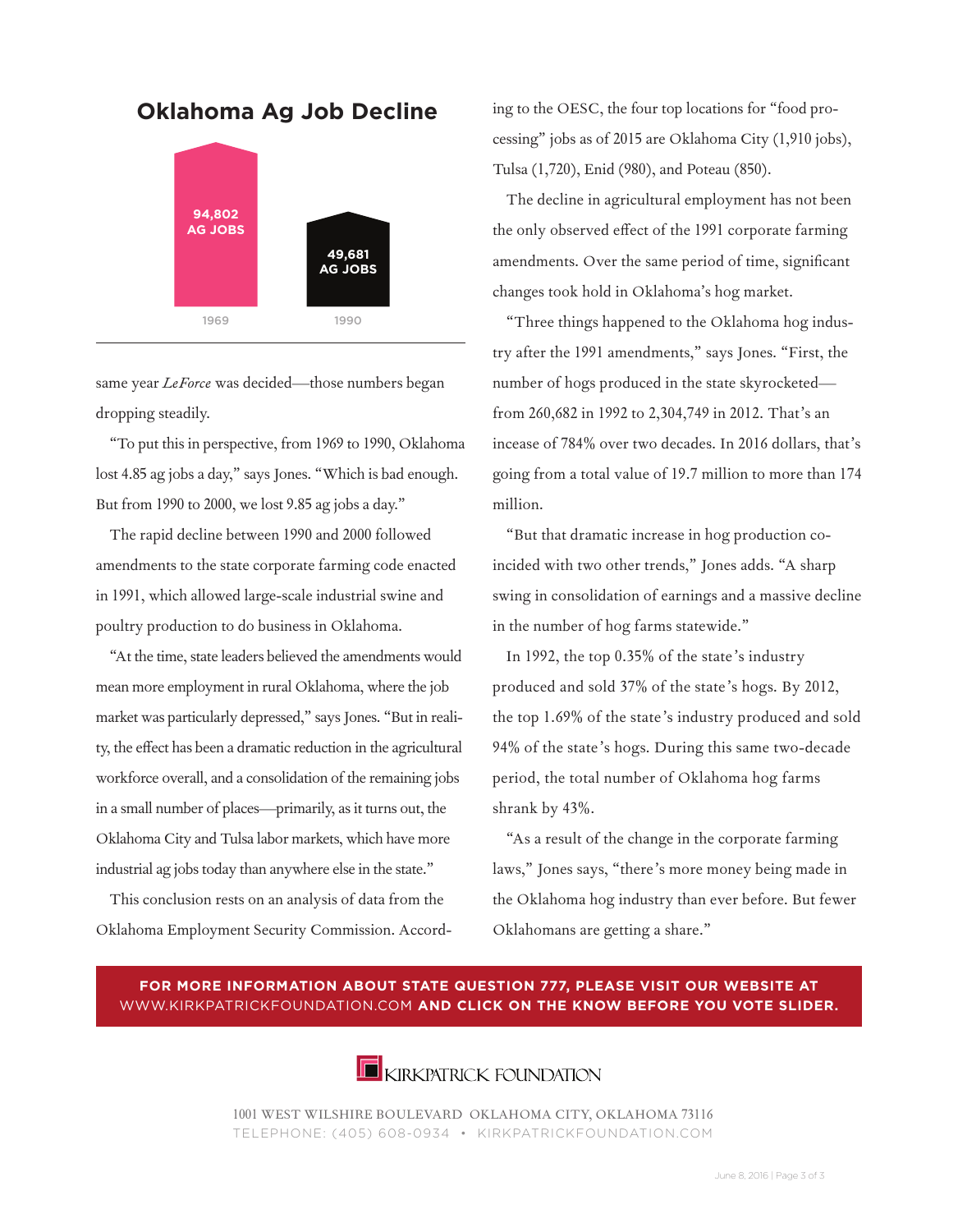## Oklahoma Ag Job Decline

94,802
AG JOBS
1969

49,681
AG JOBS
1990

same year *LeForce* was decided—those numbers began dropping steadily.

"To put this in perspective, from 1969 to 1990, Oklahoma lost 4.85 ag jobs a day," says Jones. "Which is bad enough. But from 1990 to 2000, we lost 9.85 ag jobs a day."

The rapid decline between 1990 and 2000 followed amendments to the state corporate farming code enacted in 1991, which allowed large-scale industrial swine and poultry production to do business in Oklahoma.

"At the time, state leaders believed the amendments would mean more employment in rural Oklahoma, where the job market was particularly depressed," says Jones. "But in reality, the effect has been a dramatic reduction in the agricultural workforce overall, and a consolidation of the remaining jobs in a small number of places—primarily, as it turns out, the Oklahoma City and Tulsa labor markets, which have more industrial ag jobs today than anywhere else in the state."

This conclusion rests on an analysis of data from the Oklahoma Employment Security Commission. According to the OESC, the four top locations for "food processing" jobs as of 2015 are Oklahoma City (1,910 jobs), Tulsa (1,720), Enid (980), and Poteau (850).

The decline in agricultural employment has not been the only observed effect of the 1991 corporate farming amendments. Over the same period of time, significant changes took hold in Oklahoma's hog market.

"Three things happened to the Oklahoma hog industry after the 1991 amendments," says Jones. "First, the number of hogs produced in the state skyrocketed—from 260,682 in 1992 to 2,304,749 in 2012. That's an incease of 784% over two decades. In 2016 dollars, that's going from a total value of 19.7 million to more than 174 million.

"But that dramatic increase in hog production coincided with two other trends," Jones adds. "A sharp swing in consolidation of earnings and a massive decline in the number of hog farms statewide."

In 1992, the top 0.35% of the state's industry produced and sold 37% of the state's hogs. By 2012, the top 1.69% of the state's industry produced and sold 94% of the state's hogs. During this same two-decade period, the total number of Oklahoma hog farms shrank by 43%.

"As a result of the change in the corporate farming laws," Jones says, "there's more money being made in the Oklahoma hog industry than ever before. But fewer Oklahomans are getting a share."

**FOR MORE INFORMATION ABOUT STATE QUESTION 777, PLEASE VISIT OUR WEBSITE AT** WWW.KIRKPATRICKFOUNDATION.COM **AND CLICK ON THE KNOW BEFORE YOU VOTE SLIDER.**

KIRKPATRICK FOUNDATION

1001 WEST WILSHIRE BOULEVARD OKLAHOMA CITY, OKLAHOMA 73116
TELEPHONE: (405) 608-0934 • KIRKPATRICKFOUNDATION.COM

June 8, 2016